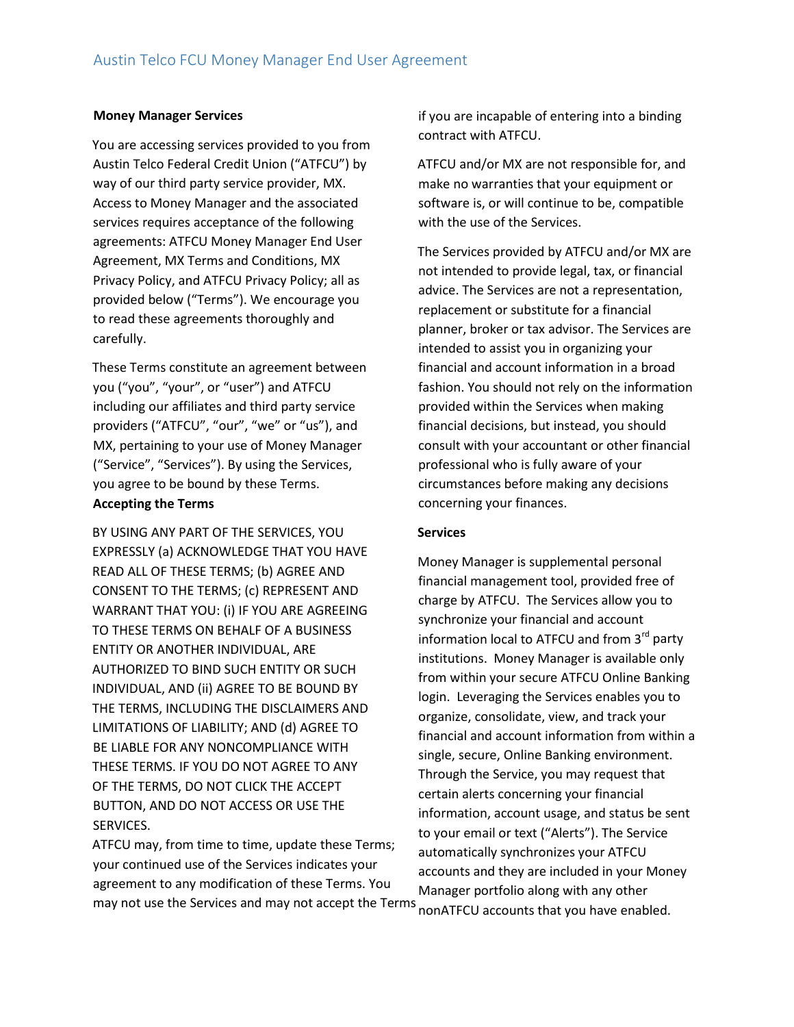# Austin Telco FCU Money Manager End User Agreement

**Money Manager Services**

You are accessing services provided to you from Austin Telco Federal Credit Union ("ATFCU") by way of our third party service provider, MX. Access to Money Manager and the associated services requires acceptance of the following agreements: ATFCU Money Manager End User Agreement, MX Terms and Conditions, MX Privacy Policy, and ATFCU Privacy Policy; all as provided below ("Terms"). We encourage you to read these agreements thoroughly and carefully.

These Terms constitute an agreement between you ("you", "your", or "user") and ATFCU including our affiliates and third party service providers ("ATFCU", "our", "we" or "us"), and MX, pertaining to your use of Money Manager ("Service", "Services"). By using the Services, you agree to be bound by these Terms.

**Accepting the Terms**

BY USING ANY PART OF THE SERVICES, YOU EXPRESSLY (a) ACKNOWLEDGE THAT YOU HAVE READ ALL OF THESE TERMS; (b) AGREE AND CONSENT TO THE TERMS; (c) REPRESENT AND WARRANT THAT YOU: (i) IF YOU ARE AGREEING TO THESE TERMS ON BEHALF OF A BUSINESS ENTITY OR ANOTHER INDIVIDUAL, ARE AUTHORIZED TO BIND SUCH ENTITY OR SUCH INDIVIDUAL, AND (ii) AGREE TO BE BOUND BY THE TERMS, INCLUDING THE DISCLAIMERS AND LIMITATIONS OF LIABILITY; AND (d) AGREE TO BE LIABLE FOR ANY NONCOMPLIANCE WITH THESE TERMS. IF YOU DO NOT AGREE TO ANY OF THE TERMS, DO NOT CLICK THE ACCEPT BUTTON, AND DO NOT ACCESS OR USE THE SERVICES.

ATFCU may, from time to time, update these Terms; your continued use of the Services indicates your agreement to any modification of these Terms. You may not use the Services and may not accept the Terms if you are incapable of entering into a binding contract with ATFCU.

ATFCU and/or MX are not responsible for, and make no warranties that your equipment or software is, or will continue to be, compatible with the use of the Services.

The Services provided by ATFCU and/or MX are not intended to provide legal, tax, or financial advice. The Services are not a representation, replacement or substitute for a financial planner, broker or tax advisor. The Services are intended to assist you in organizing your financial and account information in a broad fashion. You should not rely on the information provided within the Services when making financial decisions, but instead, you should consult with your accountant or other financial professional who is fully aware of your circumstances before making any decisions concerning your finances.

**Services**

Money Manager is supplemental personal financial management tool, provided free of charge by ATFCU. The Services allow you to synchronize your financial and account information local to ATFCU and from 3rd party institutions. Money Manager is available only from within your secure ATFCU Online Banking login. Leveraging the Services enables you to organize, consolidate, view, and track your financial and account information from within a single, secure, Online Banking environment. Through the Service, you may request that certain alerts concerning your financial information, account usage, and status be sent to your email or text ("Alerts"). The Service automatically synchronizes your ATFCU accounts and they are included in your Money Manager portfolio along with any other nonATFCU accounts that you have enabled.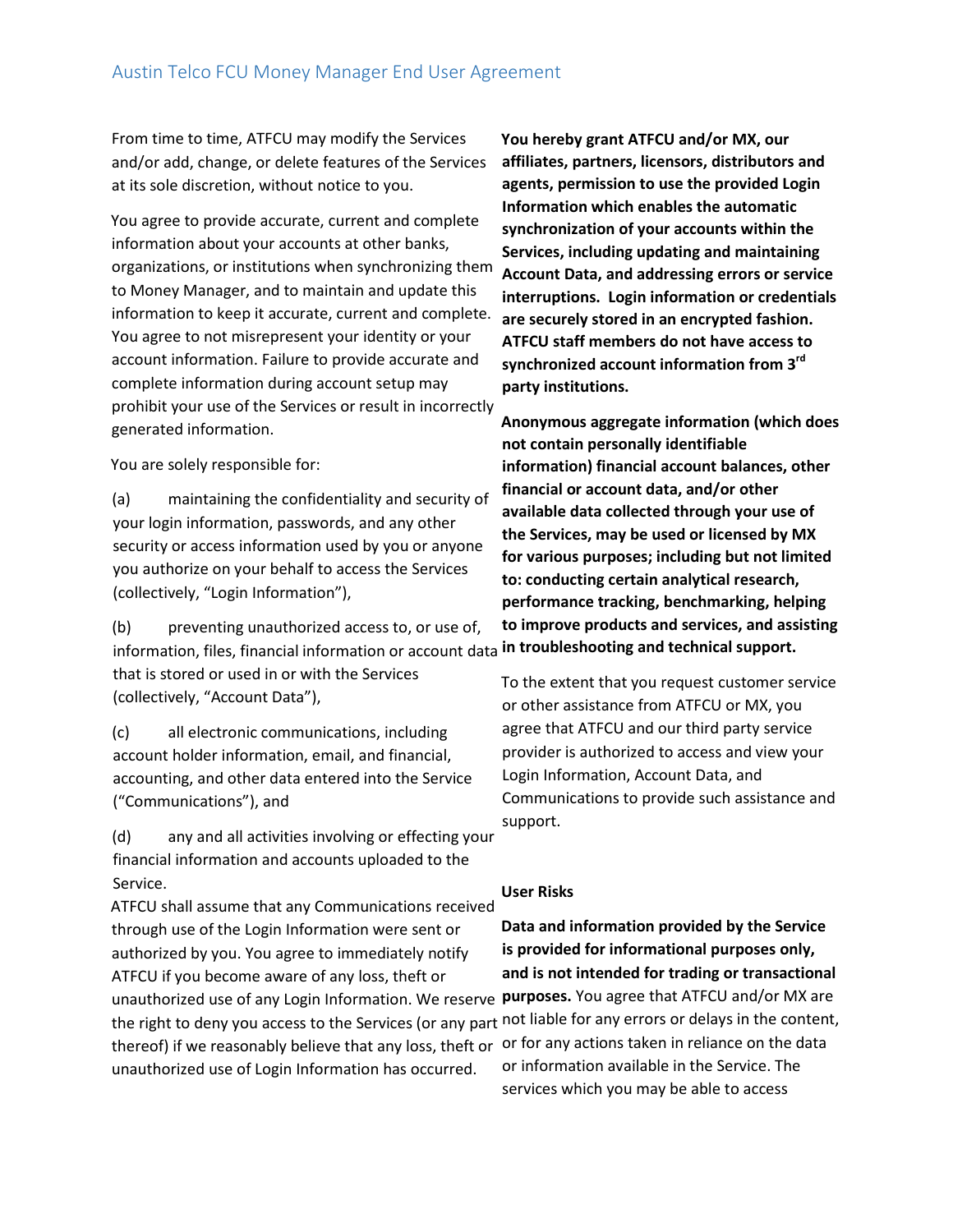From time to time, ATFCU may modify the Services and/or add, change, or delete features of the Services at its sole discretion, without notice to you.

You agree to provide accurate, current and complete information about your accounts at other banks, organizations, or institutions when synchronizing them to Money Manager, and to maintain and update this information to keep it accurate, current and complete. You agree to not misrepresent your identity or your account information. Failure to provide accurate and complete information during account setup may prohibit your use of the Services or result in incorrectly generated information.

You are solely responsible for:

(a) maintaining the confidentiality and security of your login information, passwords, and any other security or access information used by you or anyone you authorize on your behalf to access the Services (collectively, "Login Information"),

(b) preventing unauthorized access to, or use of, information, files, financial information or account data that is stored or used in or with the Services (collectively, "Account Data"),

(c) all electronic communications, including account holder information, email, and financial, accounting, and other data entered into the Service ("Communications"), and

(d) any and all activities involving or effecting your financial information and accounts uploaded to the Service.

ATFCU shall assume that any Communications received through use of the Login Information were sent or authorized by you. You agree to immediately notify ATFCU if you become aware of any loss, theft or unauthorized use of any Login Information. We reserve the right to deny you access to the Services (or any part thereof) if we reasonably believe that any loss, theft or unauthorized use of Login Information has occurred.

**You hereby grant ATFCU and/or MX, our affiliates, partners, licensors, distributors and agents, permission to use the provided Login Information which enables the automatic synchronization of your accounts within the Services, including updating and maintaining Account Data, and addressing errors or service interruptions. Login information or credentials are securely stored in an encrypted fashion. ATFCU staff members do not have access to synchronized account information from 3rd party institutions.**

**Anonymous aggregate information (which does not contain personally identifiable information) financial account balances, other financial or account data, and/or other available data collected through your use of the Services, may be used or licensed by MX for various purposes; including but not limited to: conducting certain analytical research, performance tracking, benchmarking, helping to improve products and services, and assisting in troubleshooting and technical support.**

To the extent that you request customer service or other assistance from ATFCU or MX, you agree that ATFCU and our third party service provider is authorized to access and view your Login Information, Account Data, and Communications to provide such assistance and support.

**User Risks**

**Data and information provided by the Service is provided for informational purposes only, and is not intended for trading or transactional purposes.** You agree that ATFCU and/or MX are not liable for any errors or delays in the content, or for any actions taken in reliance on the data or information available in the Service. The services which you may be able to access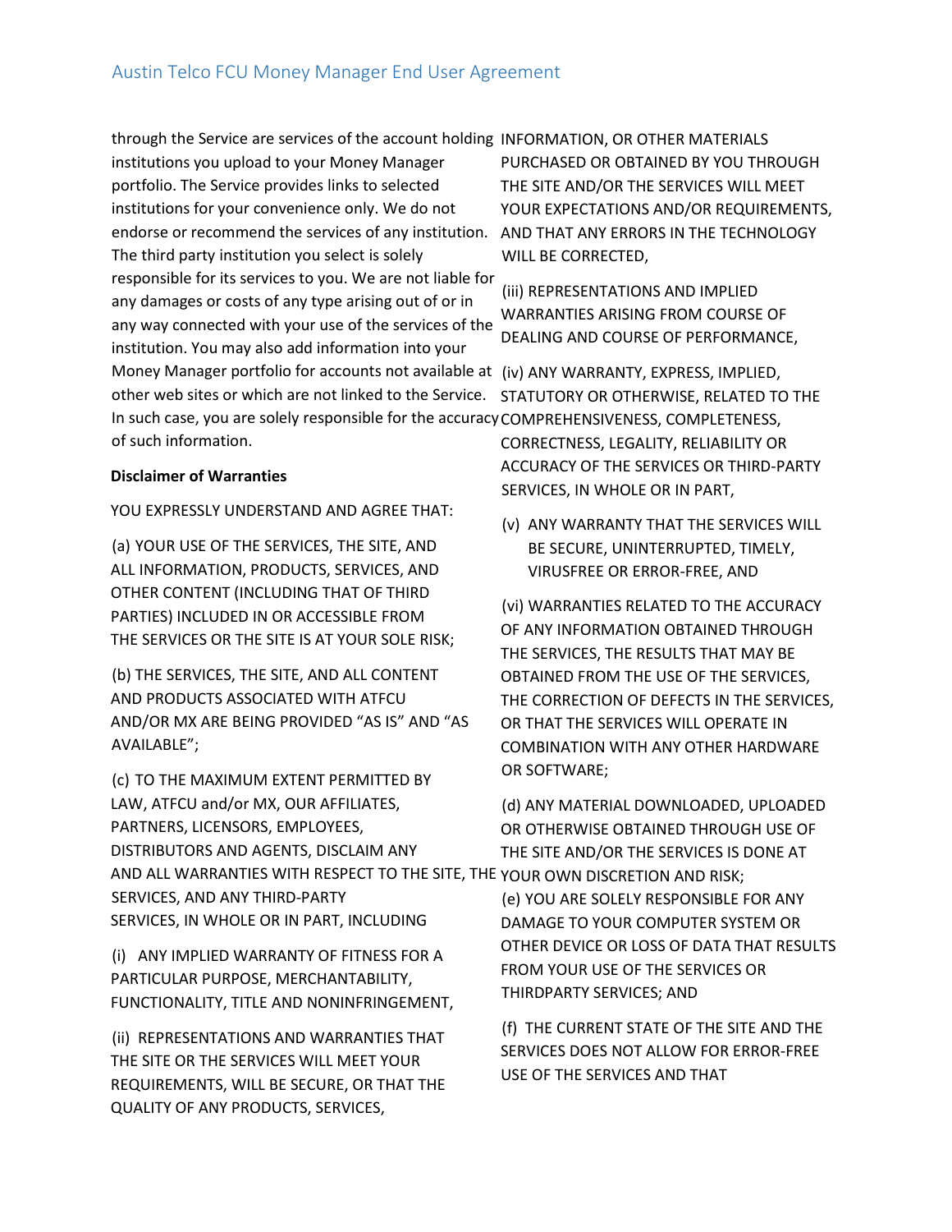through the Service are services of the account holding institutions you upload to your Money Manager portfolio. The Service provides links to selected institutions for your convenience only. We do not endorse or recommend the services of any institution. The third party institution you select is solely responsible for its services to you. We are not liable for any damages or costs of any type arising out of or in any way connected with your use of the services of the institution. You may also add information into your Money Manager portfolio for accounts not available at other web sites or which are not linked to the Service. In such case, you are solely responsible for the accuracy of such information.

**Disclaimer of Warranties**

YOU EXPRESSLY UNDERSTAND AND AGREE THAT:

(a) YOUR USE OF THE SERVICES, THE SITE, AND ALL INFORMATION, PRODUCTS, SERVICES, AND OTHER CONTENT (INCLUDING THAT OF THIRD PARTIES) INCLUDED IN OR ACCESSIBLE FROM THE SERVICES OR THE SITE IS AT YOUR SOLE RISK;

(b) THE SERVICES, THE SITE, AND ALL CONTENT AND PRODUCTS ASSOCIATED WITH ATFCU AND/OR MX ARE BEING PROVIDED "AS IS" AND "AS AVAILABLE";

(c) TO THE MAXIMUM EXTENT PERMITTED BY LAW, ATFCU and/or MX, OUR AFFILIATES, PARTNERS, LICENSORS, EMPLOYEES, DISTRIBUTORS AND AGENTS, DISCLAIM ANY AND ALL WARRANTIES WITH RESPECT TO THE SITE, THE SERVICES, AND ANY THIRD-PARTY SERVICES, IN WHOLE OR IN PART, INCLUDING

(i) ANY IMPLIED WARRANTY OF FITNESS FOR A PARTICULAR PURPOSE, MERCHANTABILITY, FUNCTIONALITY, TITLE AND NONINFRINGEMENT,

(ii) REPRESENTATIONS AND WARRANTIES THAT THE SITE OR THE SERVICES WILL MEET YOUR REQUIREMENTS, WILL BE SECURE, OR THAT THE QUALITY OF ANY PRODUCTS, SERVICES, INFORMATION, OR OTHER MATERIALS PURCHASED OR OBTAINED BY YOU THROUGH THE SITE AND/OR THE SERVICES WILL MEET YOUR EXPECTATIONS AND/OR REQUIREMENTS, AND THAT ANY ERRORS IN THE TECHNOLOGY WILL BE CORRECTED,

(iii) REPRESENTATIONS AND IMPLIED WARRANTIES ARISING FROM COURSE OF DEALING AND COURSE OF PERFORMANCE,

(iv) ANY WARRANTY, EXPRESS, IMPLIED, STATUTORY OR OTHERWISE, RELATED TO THE COMPREHENSIVENESS, COMPLETENESS, CORRECTNESS, LEGALITY, RELIABILITY OR ACCURACY OF THE SERVICES OR THIRD-PARTY SERVICES, IN WHOLE OR IN PART,

(v) ANY WARRANTY THAT THE SERVICES WILL BE SECURE, UNINTERRUPTED, TIMELY, VIRUSFREE OR ERROR-FREE, AND

(vi) WARRANTIES RELATED TO THE ACCURACY OF ANY INFORMATION OBTAINED THROUGH THE SERVICES, THE RESULTS THAT MAY BE OBTAINED FROM THE USE OF THE SERVICES, THE CORRECTION OF DEFECTS IN THE SERVICES, OR THAT THE SERVICES WILL OPERATE IN COMBINATION WITH ANY OTHER HARDWARE OR SOFTWARE;

(d) ANY MATERIAL DOWNLOADED, UPLOADED OR OTHERWISE OBTAINED THROUGH USE OF THE SITE AND/OR THE SERVICES IS DONE AT YOUR OWN DISCRETION AND RISK;

(e) YOU ARE SOLELY RESPONSIBLE FOR ANY DAMAGE TO YOUR COMPUTER SYSTEM OR OTHER DEVICE OR LOSS OF DATA THAT RESULTS FROM YOUR USE OF THE SERVICES OR THIRDPARTY SERVICES; AND

(f) THE CURRENT STATE OF THE SITE AND THE SERVICES DOES NOT ALLOW FOR ERROR-FREE USE OF THE SERVICES AND THAT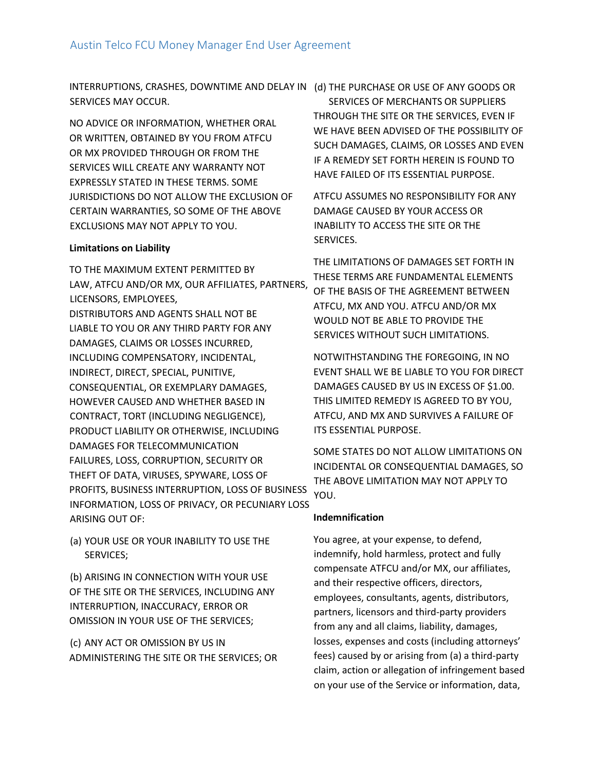INTERRUPTIONS, CRASHES, DOWNTIME AND DELAY IN SERVICES MAY OCCUR.

NO ADVICE OR INFORMATION, WHETHER ORAL OR WRITTEN, OBTAINED BY YOU FROM ATFCU OR MX PROVIDED THROUGH OR FROM THE SERVICES WILL CREATE ANY WARRANTY NOT EXPRESSLY STATED IN THESE TERMS. SOME JURISDICTIONS DO NOT ALLOW THE EXCLUSION OF CERTAIN WARRANTIES, SO SOME OF THE ABOVE EXCLUSIONS MAY NOT APPLY TO YOU.

**Limitations on Liability**

TO THE MAXIMUM EXTENT PERMITTED BY LAW, ATFCU AND/OR MX, OUR AFFILIATES, PARTNERS, LICENSORS, EMPLOYEES, DISTRIBUTORS AND AGENTS SHALL NOT BE LIABLE TO YOU OR ANY THIRD PARTY FOR ANY DAMAGES, CLAIMS OR LOSSES INCURRED, INCLUDING COMPENSATORY, INCIDENTAL, INDIRECT, DIRECT, SPECIAL, PUNITIVE, CONSEQUENTIAL, OR EXEMPLARY DAMAGES, HOWEVER CAUSED AND WHETHER BASED IN CONTRACT, TORT (INCLUDING NEGLIGENCE), PRODUCT LIABILITY OR OTHERWISE, INCLUDING DAMAGES FOR TELECOMMUNICATION FAILURES, LOSS, CORRUPTION, SECURITY OR THEFT OF DATA, VIRUSES, SPYWARE, LOSS OF PROFITS, BUSINESS INTERRUPTION, LOSS OF BUSINESS INFORMATION, LOSS OF PRIVACY, OR PECUNIARY LOSS ARISING OUT OF:

(a) YOUR USE OR YOUR INABILITY TO USE THE SERVICES;

(b) ARISING IN CONNECTION WITH YOUR USE OF THE SITE OR THE SERVICES, INCLUDING ANY INTERRUPTION, INACCURACY, ERROR OR OMISSION IN YOUR USE OF THE SERVICES;

(c) ANY ACT OR OMISSION BY US IN ADMINISTERING THE SITE OR THE SERVICES; OR

(d) THE PURCHASE OR USE OF ANY GOODS OR SERVICES OF MERCHANTS OR SUPPLIERS THROUGH THE SITE OR THE SERVICES, EVEN IF WE HAVE BEEN ADVISED OF THE POSSIBILITY OF SUCH DAMAGES, CLAIMS, OR LOSSES AND EVEN IF A REMEDY SET FORTH HEREIN IS FOUND TO HAVE FAILED OF ITS ESSENTIAL PURPOSE.

ATFCU ASSUMES NO RESPONSIBILITY FOR ANY DAMAGE CAUSED BY YOUR ACCESS OR INABILITY TO ACCESS THE SITE OR THE SERVICES.

THE LIMITATIONS OF DAMAGES SET FORTH IN THESE TERMS ARE FUNDAMENTAL ELEMENTS OF THE BASIS OF THE AGREEMENT BETWEEN ATFCU, MX AND YOU. ATFCU AND/OR MX WOULD NOT BE ABLE TO PROVIDE THE SERVICES WITHOUT SUCH LIMITATIONS.

NOTWITHSTANDING THE FOREGOING, IN NO EVENT SHALL WE BE LIABLE TO YOU FOR DIRECT DAMAGES CAUSED BY US IN EXCESS OF $1.00. THIS LIMITED REMEDY IS AGREED TO BY YOU, ATFCU, AND MX AND SURVIVES A FAILURE OF ITS ESSENTIAL PURPOSE.

SOME STATES DO NOT ALLOW LIMITATIONS ON INCIDENTAL OR CONSEQUENTIAL DAMAGES, SO THE ABOVE LIMITATION MAY NOT APPLY TO YOU.

**Indemnification**

You agree, at your expense, to defend, indemnify, hold harmless, protect and fully compensate ATFCU and/or MX, our affiliates, and their respective officers, directors, employees, consultants, agents, distributors, partners, licensors and third-party providers from any and all claims, liability, damages, losses, expenses and costs (including attorneys' fees) caused by or arising from (a) a third-party claim, action or allegation of infringement based on your use of the Service or information, data,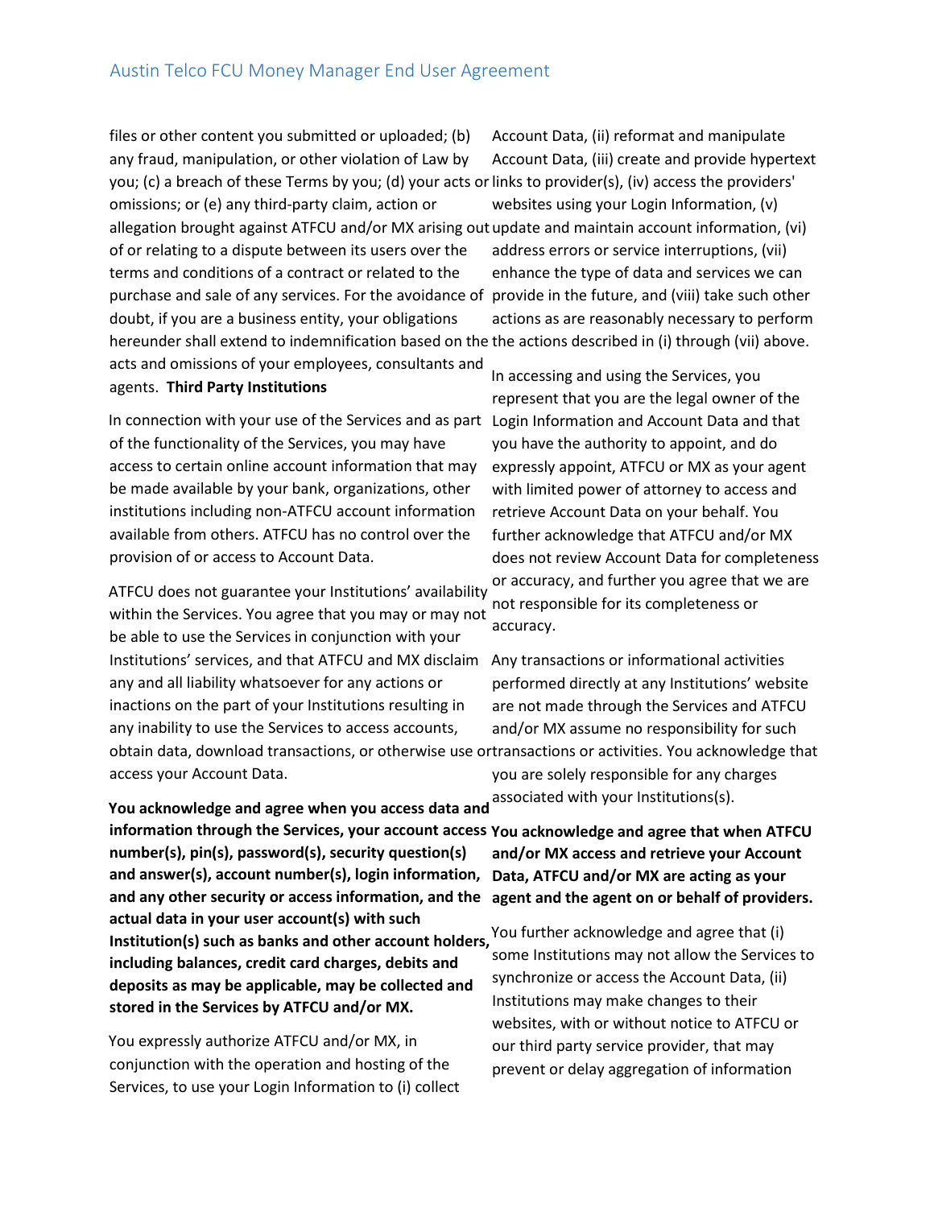files or other content you submitted or uploaded; (b) any fraud, manipulation, or other violation of Law by you; (c) a breach of these Terms by you; (d) your acts or omissions; or (e) any third-party claim, action or allegation brought against ATFCU and/or MX arising out of or relating to a dispute between its users over the terms and conditions of a contract or related to the purchase and sale of any services. For the avoidance of doubt, if you are a business entity, your obligations hereunder shall extend to indemnification based on the acts and omissions of your employees, consultants and agents.

**Third Party Institutions**

In connection with your use of the Services and as part of the functionality of the Services, you may have access to certain online account information that may be made available by your bank, organizations, other institutions including non-ATFCU account information available from others. ATFCU has no control over the provision of or access to Account Data.

ATFCU does not guarantee your Institutions' availability within the Services. You agree that you may or may not be able to use the Services in conjunction with your Institutions' services, and that ATFCU and MX disclaim any and all liability whatsoever for any actions or inactions on the part of your Institutions resulting in any inability to use the Services to access accounts, obtain data, download transactions, or otherwise use or access your Account Data.

**You acknowledge and agree when you access data and information through the Services, your account access number(s), pin(s), password(s), security question(s) and answer(s), account number(s), login information, and any other security or access information, and the actual data in your user account(s) with such Institution(s) such as banks and other account holders, including balances, credit card charges, debits and deposits as may be applicable, may be collected and stored in the Services by ATFCU and/or MX.**

You expressly authorize ATFCU and/or MX, in conjunction with the operation and hosting of the Services, to use your Login Information to (i) collect Account Data, (ii) reformat and manipulate Account Data, (iii) create and provide hypertext links to provider(s), (iv) access the providers' websites using your Login Information, (v) update and maintain account information, (vi) address errors or service interruptions, (vii) enhance the type of data and services we can provide in the future, and (viii) take such other actions as are reasonably necessary to perform the actions described in (i) through (vii) above.

In accessing and using the Services, you represent that you are the legal owner of the Login Information and Account Data and that you have the authority to appoint, and do expressly appoint, ATFCU or MX as your agent with limited power of attorney to access and retrieve Account Data on your behalf. You further acknowledge that ATFCU and/or MX does not review Account Data for completeness or accuracy, and further you agree that we are not responsible for its completeness or accuracy.

Any transactions or informational activities performed directly at any Institutions' website are not made through the Services and ATFCU and/or MX assume no responsibility for such transactions or activities. You acknowledge that you are solely responsible for any charges associated with your Institutions(s).

**You acknowledge and agree that when ATFCU and/or MX access and retrieve your Account Data, ATFCU and/or MX are acting as your agent and the agent on or behalf of providers.**

You further acknowledge and agree that (i) some Institutions may not allow the Services to synchronize or access the Account Data, (ii) Institutions may make changes to their websites, with or without notice to ATFCU or our third party service provider, that may prevent or delay aggregation of information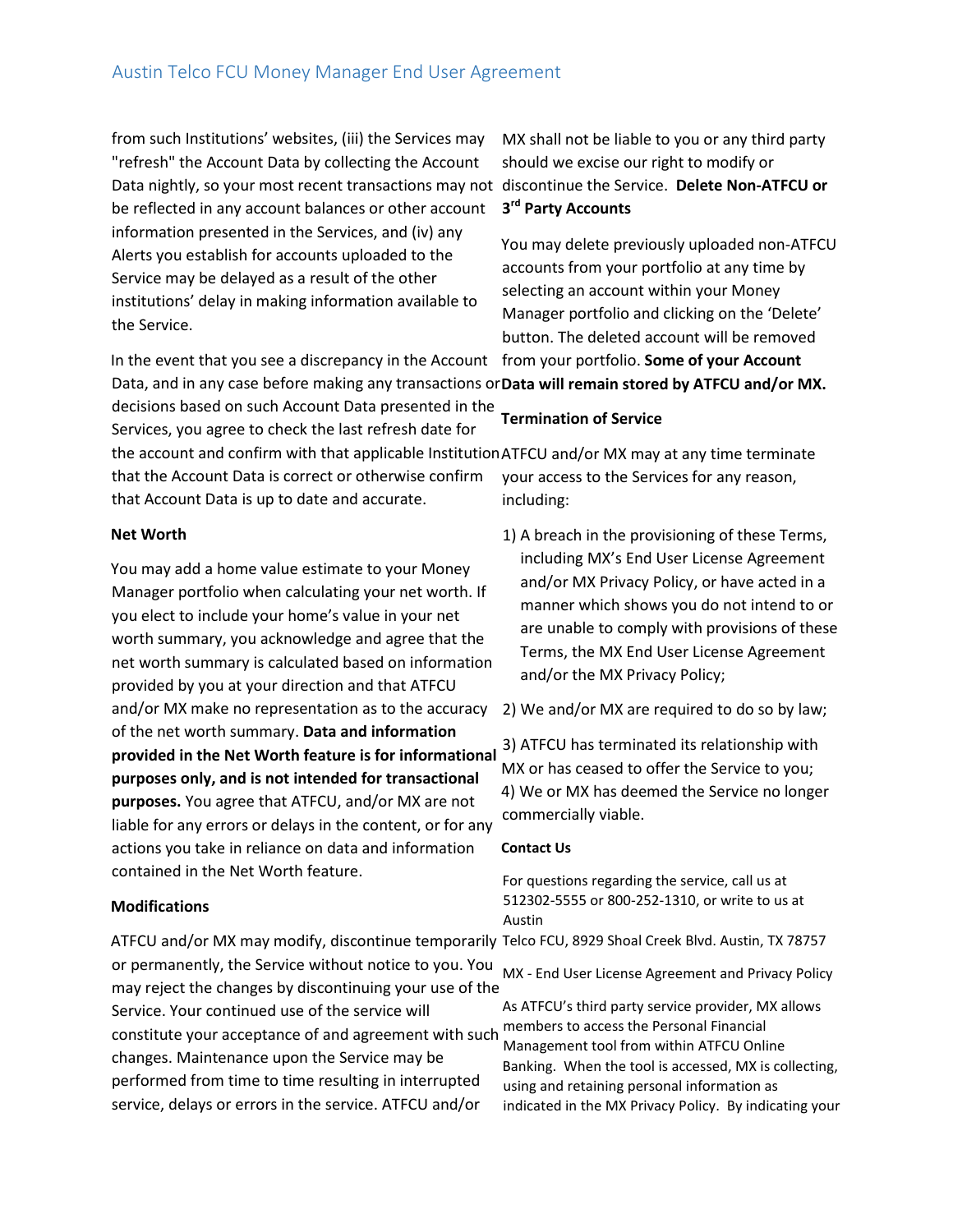from such Institutions' websites, (iii) the Services may "refresh" the Account Data by collecting the Account Data nightly, so your most recent transactions may not be reflected in any account balances or other account information presented in the Services, and (iv) any Alerts you establish for accounts uploaded to the Service may be delayed as a result of the other institutions' delay in making information available to the Service.

In the event that you see a discrepancy in the Account Data, and in any case before making any transactions or decisions based on such Account Data presented in the Services, you agree to check the last refresh date for the account and confirm with that applicable Institution that the Account Data is correct or otherwise confirm that Account Data is up to date and accurate.

**Net Worth**

You may add a home value estimate to your Money Manager portfolio when calculating your net worth. If you elect to include your home's value in your net worth summary, you acknowledge and agree that the net worth summary is calculated based on information provided by you at your direction and that ATFCU and/or MX make no representation as to the accuracy of the net worth summary. **Data and information provided in the Net Worth feature is for informational purposes only, and is not intended for transactional purposes.** You agree that ATFCU, and/or MX are not liable for any errors or delays in the content, or for any actions you take in reliance on data and information contained in the Net Worth feature.

**Modifications**

ATFCU and/or MX may modify, discontinue temporarily or permanently, the Service without notice to you. You may reject the changes by discontinuing your use of the Service. Your continued use of the service will constitute your acceptance of and agreement with such changes. Maintenance upon the Service may be performed from time to time resulting in interrupted service, delays or errors in the service. ATFCU and/or MX shall not be liable to you or any third party should we excise our right to modify or discontinue the Service.

**Delete Non-ATFCU or 3rd Party Accounts**

You may delete previously uploaded non-ATFCU accounts from your portfolio at any time by selecting an account within your Money Manager portfolio and clicking on the 'Delete' button. The deleted account will be removed from your portfolio. **Some of your Account Data will remain stored by ATFCU and/or MX.**

**Termination of Service**

ATFCU and/or MX may at any time terminate your access to the Services for any reason, including:

1) A breach in the provisioning of these Terms, including MX's End User License Agreement and/or MX Privacy Policy, or have acted in a manner which shows you do not intend to or are unable to comply with provisions of these Terms, the MX End User License Agreement and/or the MX Privacy Policy;

2) We and/or MX are required to do so by law;

3) ATFCU has terminated its relationship with MX or has ceased to offer the Service to you;

4) We or MX has deemed the Service no longer commercially viable.

**Contact Us**

For questions regarding the service, call us at 512302-5555 or 800-252-1310, or write to us at Austin Telco FCU, 8929 Shoal Creek Blvd. Austin, TX 78757

MX - End User License Agreement and Privacy Policy

As ATFCU's third party service provider, MX allows members to access the Personal Financial Management tool from within ATFCU Online Banking. When the tool is accessed, MX is collecting, using and retaining personal information as indicated in the MX Privacy Policy. By indicating your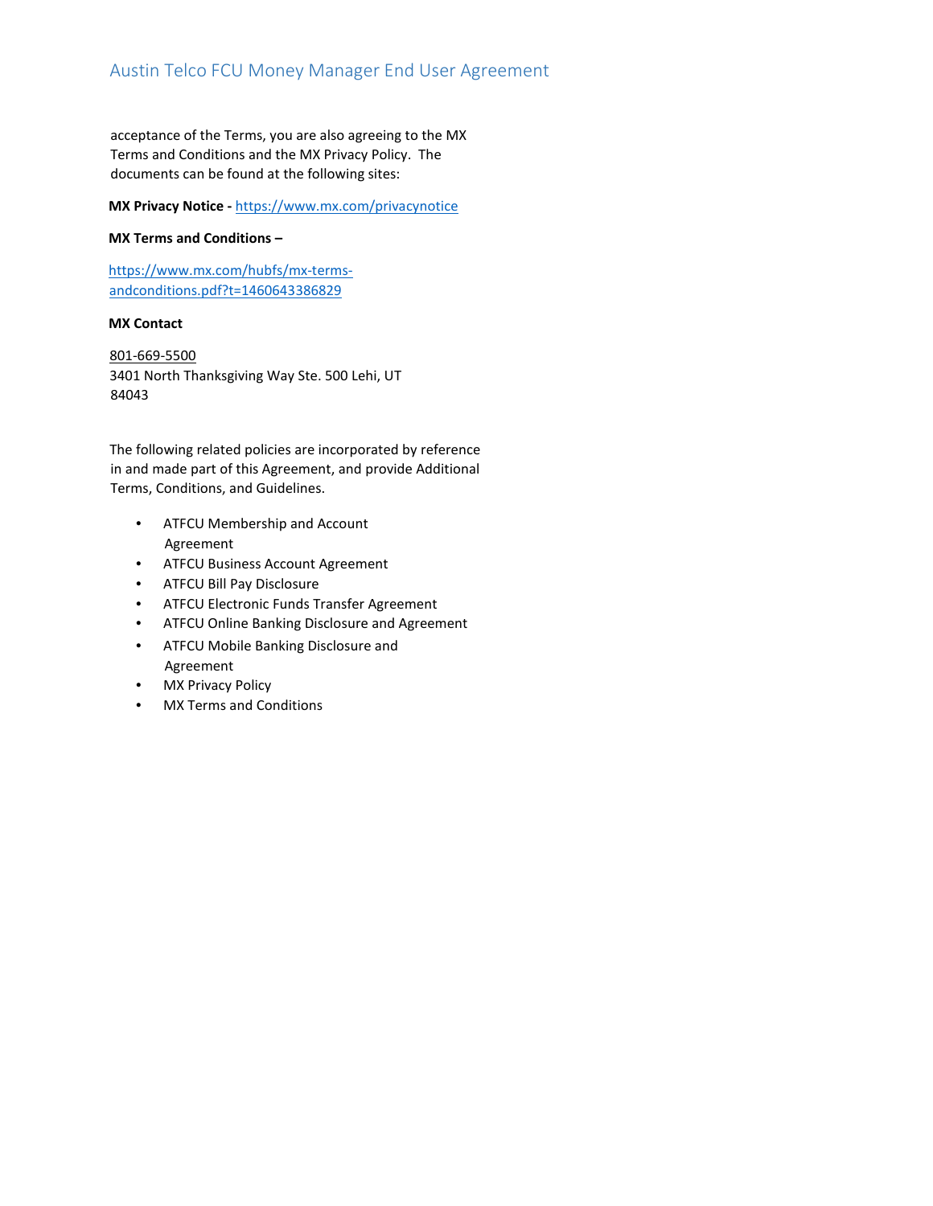acceptance of the Terms, you are also agreeing to the MX Terms and Conditions and the MX Privacy Policy. The documents can be found at the following sites:

**MX Privacy Notice -** https://www.mx.com/privacynotice

**MX Terms and Conditions –**

https://www.mx.com/hubfs/mx-terms-andconditions.pdf?t=1460643386829

**MX Contact**

801-669-5500
3401 North Thanksgiving Way Ste. 500 Lehi, UT 84043

The following related policies are incorporated by reference in and made part of this Agreement, and provide Additional Terms, Conditions, and Guidelines.

- ATFCU Membership and Account Agreement
- ATFCU Business Account Agreement
- ATFCU Bill Pay Disclosure
- ATFCU Electronic Funds Transfer Agreement
- ATFCU Online Banking Disclosure and Agreement
- ATFCU Mobile Banking Disclosure and Agreement
- MX Privacy Policy
- MX Terms and Conditions